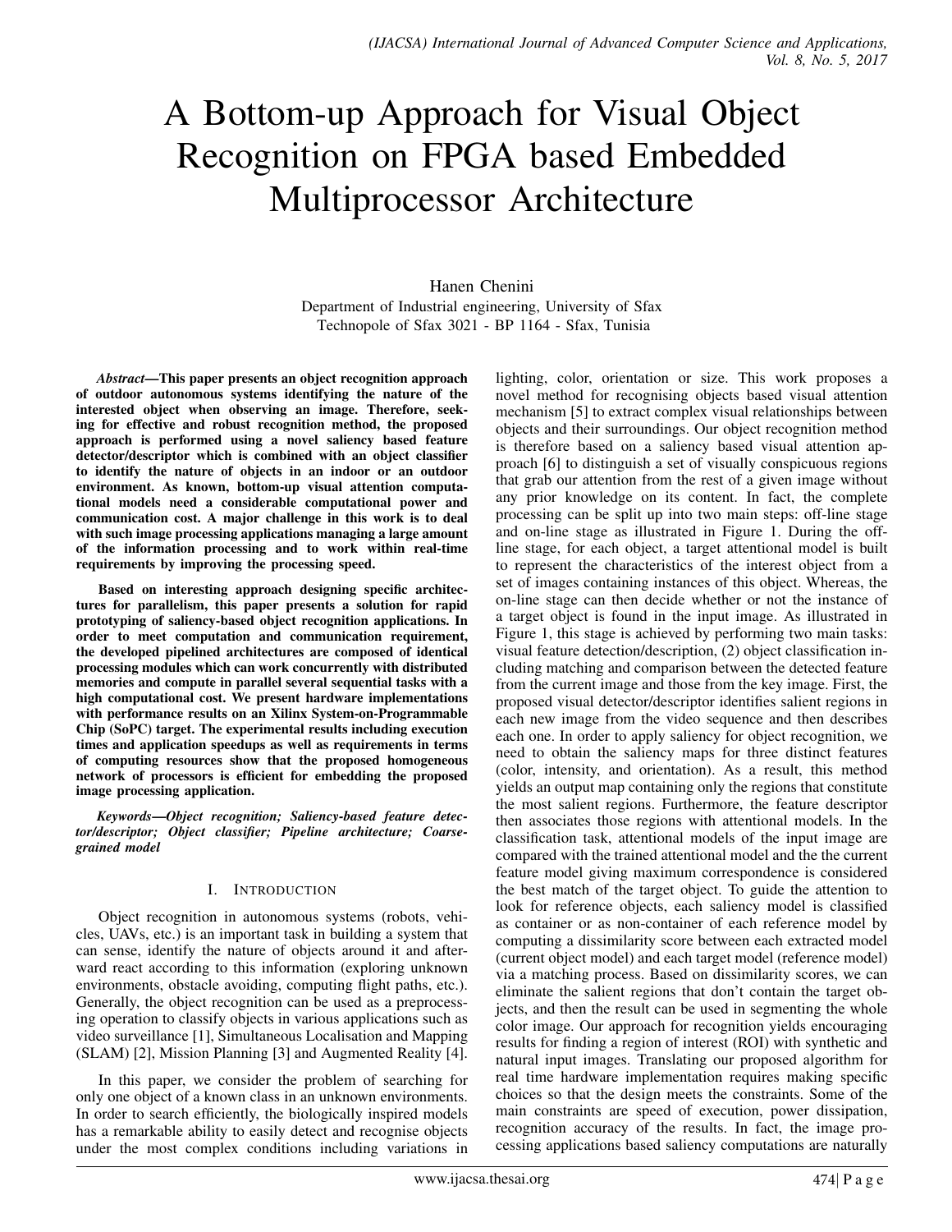# A Bottom-up Approach for Visual Object Recognition on FPGA based Embedded Multiprocessor Architecture

Hanen Chenini
Department of Industrial engineering, University of Sfax
Technopole of Sfax 3021 - BP 1164 - Sfax, Tunisia

***Abstract*—This paper presents an object recognition approach of outdoor autonomous systems identifying the nature of the interested object when observing an image. Therefore, seeking for effective and robust recognition method, the proposed approach is performed using a novel saliency based feature detector/descriptor which is combined with an object classifier to identify the nature of objects in an indoor or an outdoor environment. As known, bottom-up visual attention computational models need a considerable computational power and communication cost. A major challenge in this work is to deal with such image processing applications managing a large amount of the information processing and to work within real-time requirements by improving the processing speed.**

**Based on interesting approach designing specific architectures for parallelism, this paper presents a solution for rapid prototyping of saliency-based object recognition applications. In order to meet computation and communication requirement, the developed pipelined architectures are composed of identical processing modules which can work concurrently with distributed memories and compute in parallel several sequential tasks with a high computational cost. We present hardware implementations with performance results on an Xilinx System-on-Programmable Chip (SoPC) target. The experimental results including execution times and application speedups as well as requirements in terms of computing resources show that the proposed homogeneous network of processors is efficient for embedding the proposed image processing application.**

***Keywords*—*Object recognition; Saliency-based feature detector/descriptor; Object classifier; Pipeline architecture; Coarse-grained model***

## I. Introduction

Object recognition in autonomous systems (robots, vehicles, UAVs, etc.) is an important task in building a system that can sense, identify the nature of objects around it and afterward react according to this information (exploring unknown environments, obstacle avoiding, computing flight paths, etc.). Generally, the object recognition can be used as a preprocessing operation to classify objects in various applications such as video surveillance [1], Simultaneous Localisation and Mapping (SLAM) [2], Mission Planning [3] and Augmented Reality [4].

In this paper, we consider the problem of searching for only one object of a known class in an unknown environments. In order to search efficiently, the biologically inspired models has a remarkable ability to easily detect and recognise objects under the most complex conditions including variations in lighting, color, orientation or size. This work proposes a novel method for recognising objects based visual attention mechanism [5] to extract complex visual relationships between objects and their surroundings. Our object recognition method is therefore based on a saliency based visual attention approach [6] to distinguish a set of visually conspicuous regions that grab our attention from the rest of a given image without any prior knowledge on its content. In fact, the complete processing can be split up into two main steps: off-line stage and on-line stage as illustrated in Figure 1. During the off-line stage, for each object, a target attentional model is built to represent the characteristics of the interest object from a set of images containing instances of this object. Whereas, the on-line stage can then decide whether or not the instance of a target object is found in the input image. As illustrated in Figure 1, this stage is achieved by performing two main tasks: visual feature detection/description, (2) object classification including matching and comparison between the detected feature from the current image and those from the key image. First, the proposed visual detector/descriptor identifies salient regions in each new image from the video sequence and then describes each one. In order to apply saliency for object recognition, we need to obtain the saliency maps for three distinct features (color, intensity, and orientation). As a result, this method yields an output map containing only the regions that constitute the most salient regions. Furthermore, the feature descriptor then associates those regions with attentional models. In the classification task, attentional models of the input image are compared with the trained attentional model and the the current feature model giving maximum correspondence is considered the best match of the target object. To guide the attention to look for reference objects, each saliency model is classified as container or as non-container of each reference model by computing a dissimilarity score between each extracted model (current object model) and each target model (reference model) via a matching process. Based on dissimilarity scores, we can eliminate the salient regions that don't contain the target objects, and then the result can be used in segmenting the whole color image. Our approach for recognition yields encouraging results for finding a region of interest (ROI) with synthetic and natural input images. Translating our proposed algorithm for real time hardware implementation requires making specific choices so that the design meets the constraints. Some of the main constraints are speed of execution, power dissipation, recognition accuracy of the results. In fact, the image processing applications based saliency computations are naturally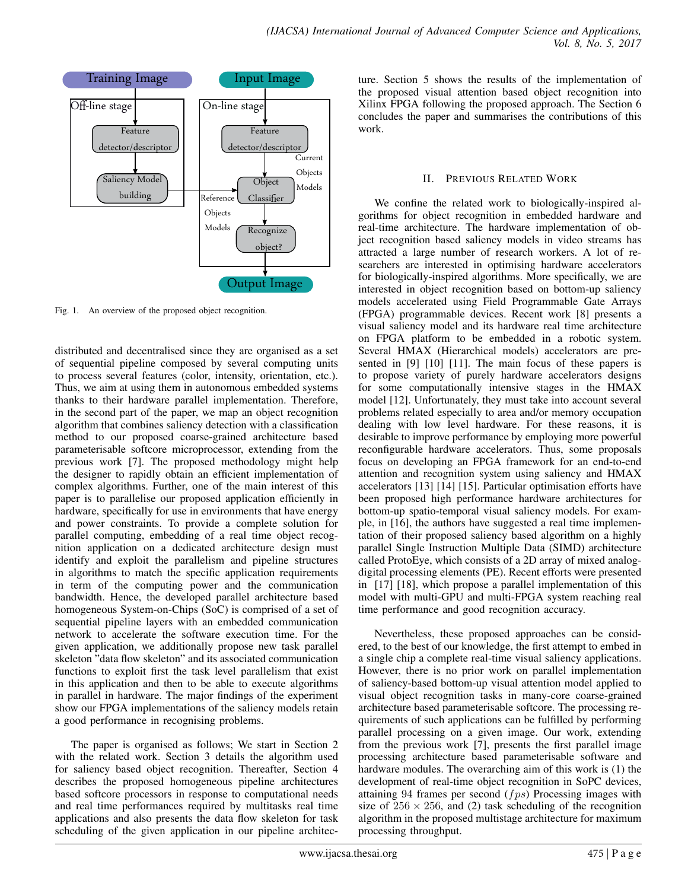Fig. 1. An overview of the proposed object recognition.

distributed and decentralised since they are organised as a set of sequential pipeline composed by several computing units to process several features (color, intensity, orientation, etc.). Thus, we aim at using them in autonomous embedded systems thanks to their hardware parallel implementation. Therefore, in the second part of the paper, we map an object recognition algorithm that combines saliency detection with a classification method to our proposed coarse-grained architecture based parameterisable softcore microprocessor, extending from the previous work [7]. The proposed methodology might help the designer to rapidly obtain an efficient implementation of complex algorithms. Further, one of the main interest of this paper is to parallelise our proposed application efficiently in hardware, specifically for use in environments that have energy and power constraints. To provide a complete solution for parallel computing, embedding of a real time object recognition application on a dedicated architecture design must identify and exploit the parallelism and pipeline structures in algorithms to match the specific application requirements in term of the computing power and the communication bandwidth. Hence, the developed parallel architecture based homogeneous System-on-Chips (SoC) is comprised of a set of sequential pipeline layers with an embedded communication network to accelerate the software execution time. For the given application, we additionally propose new task parallel skeleton "data flow skeleton" and its associated communication functions to exploit first the task level parallelism that exist in this application and then to be able to execute algorithms in parallel in hardware. The major findings of the experiment show our FPGA implementations of the saliency models retain a good performance in recognising problems.

The paper is organised as follows; We start in Section 2 with the related work. Section 3 details the algorithm used for saliency based object recognition. Thereafter, Section 4 describes the proposed homogeneous pipeline architectures based softcore processors in response to computational needs and real time performances required by multitasks real time applications and also presents the data flow skeleton for task scheduling of the given application in our pipeline architecture. Section 5 shows the results of the implementation of the proposed visual attention based object recognition into Xilinx FPGA following the proposed approach. The Section 6 concludes the paper and summarises the contributions of this work.

## II. Previous Related Work

We confine the related work to biologically-inspired algorithms for object recognition in embedded hardware and real-time architecture. The hardware implementation of object recognition based saliency models in video streams has attracted a large number of research workers. A lot of researchers are interested in optimising hardware accelerators for biologically-inspired algorithms. More specifically, we are interested in object recognition based on bottom-up saliency models accelerated using Field Programmable Gate Arrays (FPGA) programmable devices. Recent work [8] presents a visual saliency model and its hardware real time architecture on FPGA platform to be embedded in a robotic system. Several HMAX (Hierarchical models) accelerators are presented in [9] [10] [11]. The main focus of these papers is to propose variety of purely hardware accelerators designs for some computationally intensive stages in the HMAX model [12]. Unfortunately, they must take into account several problems related especially to area and/or memory occupation dealing with low level hardware. For these reasons, it is desirable to improve performance by employing more powerful reconfigurable hardware accelerators. Thus, some proposals focus on developing an FPGA framework for an end-to-end attention and recognition system using saliency and HMAX accelerators [13] [14] [15]. Particular optimisation efforts have been proposed high performance hardware architectures for bottom-up spatio-temporal visual saliency models. For example, in [16], the authors have suggested a real time implementation of their proposed saliency based algorithm on a highly parallel Single Instruction Multiple Data (SIMD) architecture called ProtoEye, which consists of a 2D array of mixed analog-digital processing elements (PE). Recent efforts were presented in [17] [18], which propose a parallel implementation of this model with multi-GPU and multi-FPGA system reaching real time performance and good recognition accuracy.

Nevertheless, these proposed approaches can be considered, to the best of our knowledge, the first attempt to embed in a single chip a complete real-time visual saliency applications. However, there is no prior work on parallel implementation of saliency-based bottom-up visual attention model applied to visual object recognition tasks in many-core coarse-grained architecture based parameterisable softcore. The processing requirements of such applications can be fulfilled by performing parallel processing on a given image. Our work, extending from the previous work [7], presents the first parallel image processing architecture based parameterisable software and hardware modules. The overarching aim of this work is (1) the development of real-time object recognition in SoPC devices, attaining $94$ frames per second ($fps$) Processing images with size of $256 \times 256$, and (2) task scheduling of the recognition algorithm in the proposed multistage architecture for maximum processing throughput.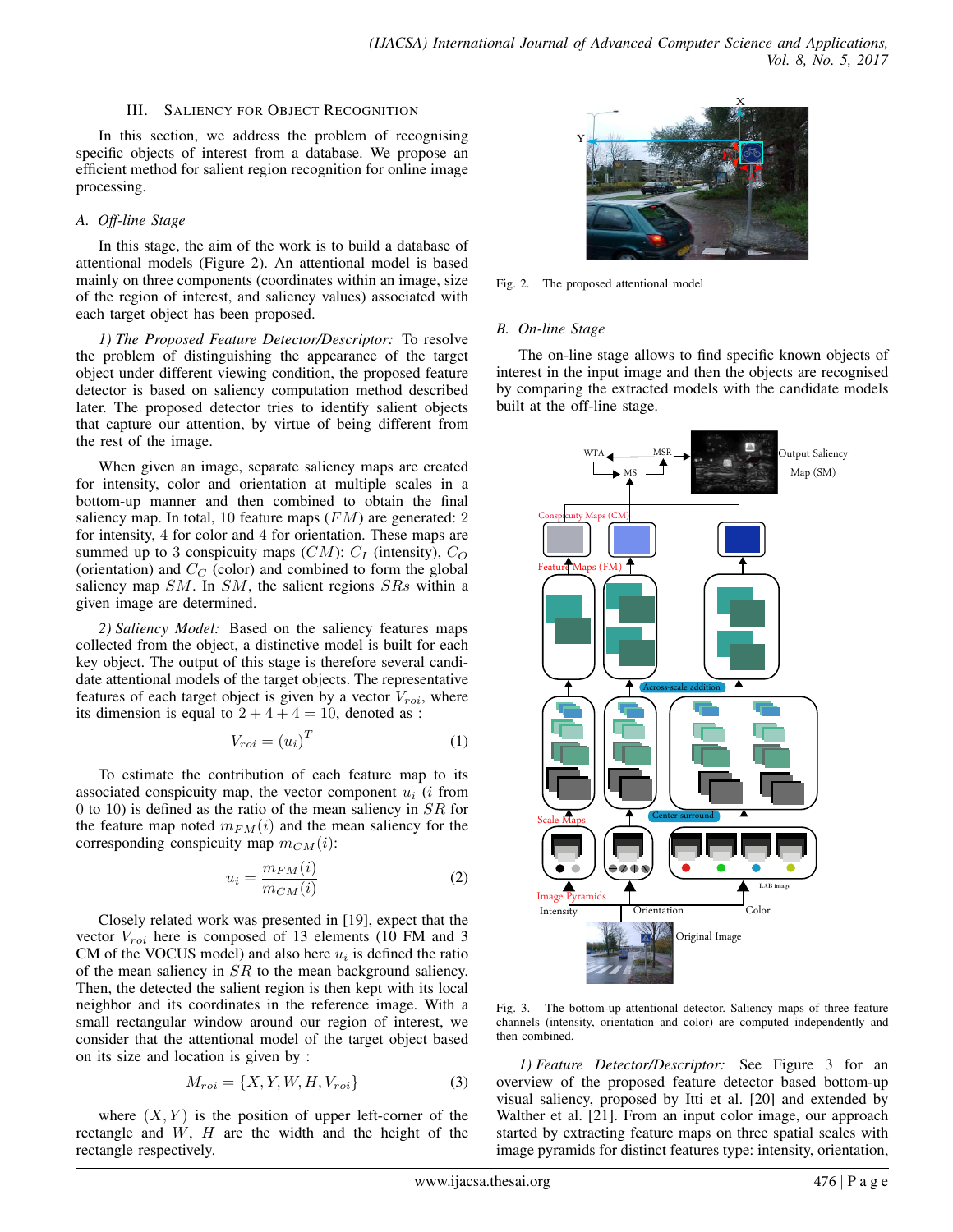## III. Saliency for Object Recognition

In this section, we address the problem of recognising specific objects of interest from a database. We propose an efficient method for salient region recognition for online image processing.

### A. Off-line Stage

In this stage, the aim of the work is to build a database of attentional models (Figure 2). An attentional model is based mainly on three components (coordinates within an image, size of the region of interest, and saliency values) associated with each target object has been proposed.

*1) The Proposed Feature Detector/Descriptor:* To resolve the problem of distinguishing the appearance of the target object under different viewing condition, the proposed feature detector is based on saliency computation method described later. The proposed detector tries to identify salient objects that capture our attention, by virtue of being different from the rest of the image.

When given an image, separate saliency maps are created for intensity, color and orientation at multiple scales in a bottom-up manner and then combined to obtain the final saliency map. In total, 10 feature maps ($FM$) are generated: 2 for intensity, 4 for color and 4 for orientation. These maps are summed up to 3 conspicuity maps ($CM$): $C_I$ (intensity), $C_O$ (orientation) and $C_C$ (color) and combined to form the global saliency map $SM$. In $SM$, the salient regions $SRs$ within a given image are determined.

*2) Saliency Model:* Based on the saliency features maps collected from the object, a distinctive model is built for each key object. The output of this stage is therefore several candidate attentional models of the target objects. The representative features of each target object is given by a vector $V_{roi}$, where its dimension is equal to $2 + 4 + 4 = 10$, denoted as :

$$V_{roi} = (u_i)^T \tag{1}$$

To estimate the contribution of each feature map to its associated conspicuity map, the vector component $u_i$ ($i$ from 0 to 10) is defined as the ratio of the mean saliency in $SR$ for the feature map noted $m_{FM}(i)$ and the mean saliency for the corresponding conspicuity map $m_{CM}(i)$:

$$u_i = \frac{m_{FM}(i)}{m_{CM}(i)} \tag{2}$$

Closely related work was presented in [19], expect that the vector $V_{roi}$ here is composed of 13 elements (10 FM and 3 CM of the VOCUS model) and also here $u_i$ is defined the ratio of the mean saliency in $SR$ to the mean background saliency. Then, the detected the salient region is then kept with its local neighbor and its coordinates in the reference image. With a small rectangular window around our region of interest, we consider that the model of the target object based on its size and location is given by :

$$M_{roi} = \{X, Y, W, H, V_{roi}\} \tag{3}$$

where $(X, Y)$ is the position of upper left-corner of the rectangle and $W$, $H$ are the width and the height of the rectangle respectively.

Fig. 2. The proposed attentional model

### B. On-line Stage

The on-line stage allows to find specific known objects of interest in the input image and then the objects are recognised by comparing the extracted models with the candidate models built at the off-line stage.

Fig. 3. The bottom-up attentional detector. Saliency maps of three feature channels (intensity, orientation and color) are computed independently and then combined.

*1) Feature Detector/Descriptor:* See Figure 3 for an overview of the proposed feature detector based bottom-up visual saliency, proposed by Itti et al. [20] and extended by Walther et al. [21]. From an input color image, our approach started by extracting feature maps on three spatial scales with image pyramids for distinct features type: intensity, orientation,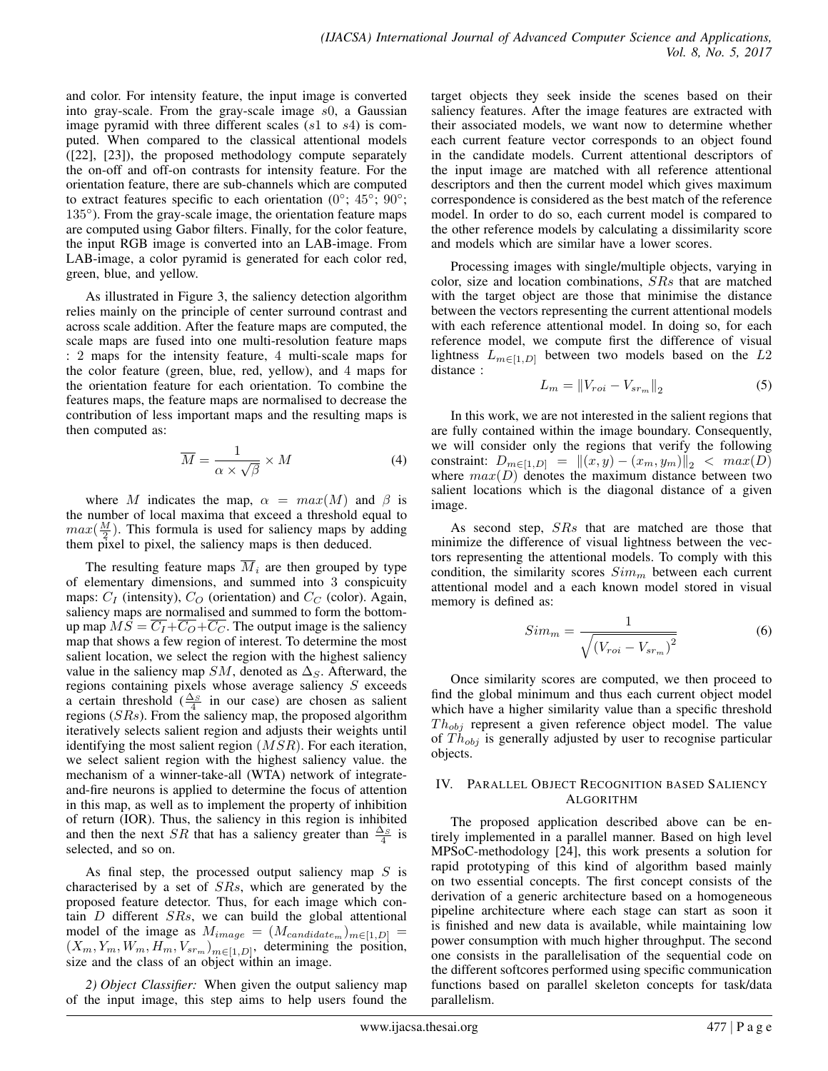and color. For intensity feature, the input image is converted into gray-scale. From the gray-scale image $s0$, a Gaussian image pyramid with three different scales ($s1$ to $s4$) is computed. When compared to the classical attentional models ([22], [23]), the proposed methodology compute separately the on-off and off-on contrasts for intensity feature. For the orientation feature, there are sub-channels which are computed to extract features specific to each orientation ($0°$; $45°$; $90°$; $135°$). From the gray-scale image, the orientation feature maps are computed using Gabor filters. Finally, for the color feature, the input RGB image is converted into an LAB-image. From LAB-image, a color pyramid is generated for each color red, green, blue, and yellow.

As illustrated in Figure 3, the saliency detection algorithm relies mainly on the principle of center surround contrast and across scale addition. After the feature maps are computed, the scale maps are fused into one multi-resolution feature maps : 2 maps for the intensity feature, 4 multi-scale maps for the color feature (green, blue, red, yellow), and 4 maps for the orientation feature for each orientation. To combine the features maps, the feature maps are normalised to decrease the contribution of less important maps and the resulting maps is then computed as:

$$\overline{M} = \frac{1}{\alpha \times \sqrt{\beta}} \times M \tag{4}$$

where $M$ indicates the map, $\alpha = max(M)$ and $\beta$ is the number of local maxima that exceed a threshold equal to $max(\frac{M}{2})$. This formula is used for saliency maps by adding them pixel to pixel, the saliency maps is then deduced.

The resulting feature maps $\overline{M}_i$ are then grouped by type of elementary dimensions, and summed into 3 conspicuity maps: $C_I$ (intensity), $C_O$ (orientation) and $C_C$ (color). Again, saliency maps are normalised and summed to form the bottom-up map $MS = \overline{C_I} + \overline{C_O} + \overline{C_C}$. The output image is the saliency map that shows a few region of interest. To determine the most salient location, we select the region with the highest saliency value in the saliency map $SM$, denoted as $\Delta_S$. Afterward, the regions containing pixels whose average saliency $S$ exceeds a certain threshold ($\frac{\Delta_S}{4}$ in our case) are chosen as salient regions ($SRs$). From the saliency map, the proposed algorithm iteratively selects salient region and adjusts their weights until identifying the most salient region ($MSR$). For each iteration, we select salient region with the highest saliency value. the mechanism of a winner-take-all (WTA) network of integrate-and-fire neurons is applied to determine the focus of attention in this map, as well as to implement the property of inhibition of return (IOR). Thus, the saliency in this region is inhibited and then the next $SR$ that has a saliency greater than $\frac{\Delta_S}{4}$ is selected, and so on.

As final step, the processed output saliency map $S$ is characterised by a set of $SRs$, which are generated by the proposed feature detector. Thus, for each image which contain $D$ different $SRs$, we can build the global attentional model of the image as $M_{image} = (M_{candidate_m})_{m \in [1,D]} = (X_m, Y_m, W_m, H_m, V_{sr_m})_{m \in [1,D]}$, determining the position, size and the class of an object within an image.

*2) Object Classifier:* When given the output saliency map of the input image, this step aims to help users found the target objects they seek inside the scenes based on their saliency features. After the image features are extracted with their associated models, we want now to determine whether each current feature vector corresponds to an object found in the candidate models. Current attentional descriptors of the input image are matched with all reference attentional descriptors and then the current model which gives maximum correspondence is considered as the best match of the reference model. In order to do so, each current model is compared to the other reference models by calculating a dissimilarity score and models which are similar have a lower scores.

Processing images with single/multiple objects, varying in color, size and location combinations, $SRs$ that are matched with the target object are those that minimise the distance between the vectors representing the current attentional models with each reference attentional model. In doing so, for each reference model, we compute first the difference of visual lightness $L_{m \in [1,D]}$ between two models based on the $L2$ distance :

$$L_m = \|V_{roi} - V_{sr_m}\|_2 \tag{5}$$

In this work, we are not interested in the salient regions that are fully contained within the image boundary. Consequently, we will consider only the regions that verify the following constraint: $D_{m \in [1,D]} = \|(x, y) - (x_m, y_m)\|_2 < max(D)$ where $max(D)$ denotes the maximum distance between two salient locations which is the diagonal distance of a given image.

As second step, $SRs$ that are matched are those that minimize the difference of visual lightness between the vectors representing the attentional models. To comply with this condition, the similarity scores $Sim_m$ between each current attentional model and a each known model stored in visual memory is defined as:

$$Sim_m = \frac{1}{\sqrt{(V_{roi} - V_{sr_m})^2}} \tag{6}$$

Once similarity scores are computed, we then proceed to find the global minimum and thus each current object model which have a higher similarity value than a specific threshold $Th_{obj}$ represent a given reference object model. The value of $Th_{obj}$ is generally adjusted by user to recognise particular objects.

## IV. Parallel Object Recognition based Saliency Algorithm

The proposed application described above can be entirely implemented in a parallel manner. Based on high level MPSoC-methodology [24], this work presents a solution for rapid prototyping of this kind of algorithm based mainly on two essential concepts. The first concept consists of the derivation of a generic architecture based on a homogeneous pipeline architecture where each stage can start as soon it is finished and new data is available, while maintaining low power consumption with much higher throughput. The second one consists in the parallelisation of the sequential code on the different softcores performed using specific communication functions based on parallel skeleton concepts for task/data parallelism.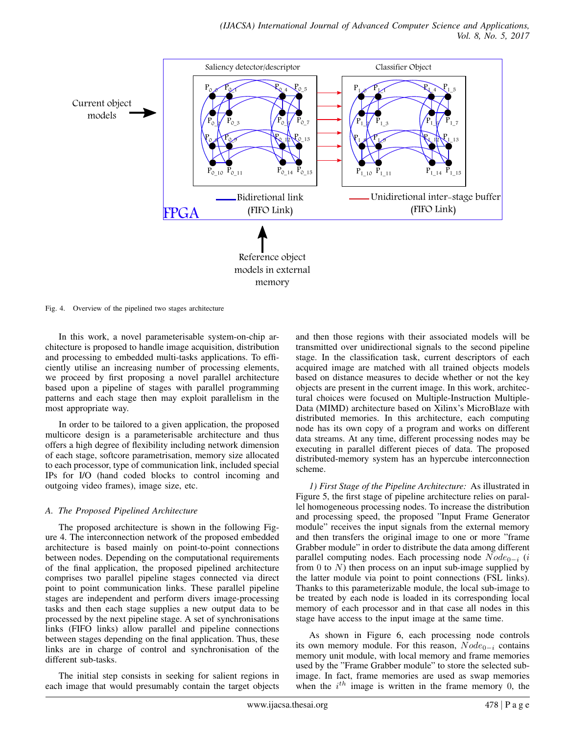Fig. 4. Overview of the pipelined two stages architecture

In this work, a novel parameterisable system-on-chip architecture is proposed to handle image acquisition, distribution and processing to embedded multi-tasks applications. To efficiently utilise an increasing number of processing elements, we proceed by first proposing a novel parallel architecture based upon a pipeline of stages with parallel programming patterns and each stage then may exploit parallelism in the most appropriate way.

In order to be tailored to a given application, the proposed multicore design is a parameterisable architecture and thus offers a high degree of flexibility including network dimension of each stage, softcore parametrisation, memory size allocated to each processor, type of communication link, included special IPs for I/O (hand coded blocks to control incoming and outgoing video frames), image size, etc.

### *A. The Proposed Pipelined Architecture*

The proposed architecture is shown in the following Figure 4. The interconnection network of the proposed embedded architecture is based mainly on point-to-point connections between nodes. Depending on the computational requirements of the final application, the proposed pipelined architecture comprises two parallel pipeline stages connected via direct point to point communication links. These parallel pipeline stages are independent and perform divers image-processing tasks and then each stage supplies a new output data to be processed by the next pipeline stage. A set of synchronisations links (FIFO links) allow parallel and pipeline connections between stages depending on the final application. Thus, these links are in charge of control and synchronisation of the different sub-tasks.

The initial step consists in seeking for salient regions in each image that would presumably contain the target objects and then those regions with their associated models will be transmitted over unidirectional signals to the second pipeline stage. In the classification task, current descriptors of each acquired image are matched with all trained objects models based on distance measures to decide whether or not the key objects are present in the current image. In this work, architectural choices were focused on Multiple-Instruction Multiple-Data (MIMD) architecture based on Xilinx's MicroBlaze with distributed memories. In this architecture, each computing node has its own copy of a program and works on different data streams. At any time, different processing nodes may be executing in parallel different pieces of data. The proposed distributed-memory system has an hypercube interconnection scheme.

*1) First Stage of the Pipeline Architecture:* As illustrated in Figure 5, the first stage of pipeline architecture relies on parallel homogeneous processing nodes. To increase the distribution and processing speed, the proposed "Input Frame Generator module" receives the input signals from the external memory and then transfers the original image to one or more "frame Grabber module" in order to distribute the data among different parallel computing nodes. Each processing node $Node_{0-i}$ ($i$ from 0 to $N$) then process on an input sub-image supplied by the latter module via point to point connections (FSL links). Thanks to this parameterizable module, the local sub-image to be treated by each node is loaded in its corresponding local memory of each processor and in that case all nodes in this stage have access to the input image at the same time.

As shown in Figure 6, each processing node controls its own memory module. For this reason, $Node_{0-i}$ contains memory unit module, with local memory and frame memories used by the "Frame Grabber module" to store the selected sub-image. In fact, frame memories are used as swap memories when the $i^{th}$ image is written in the frame memory 0, the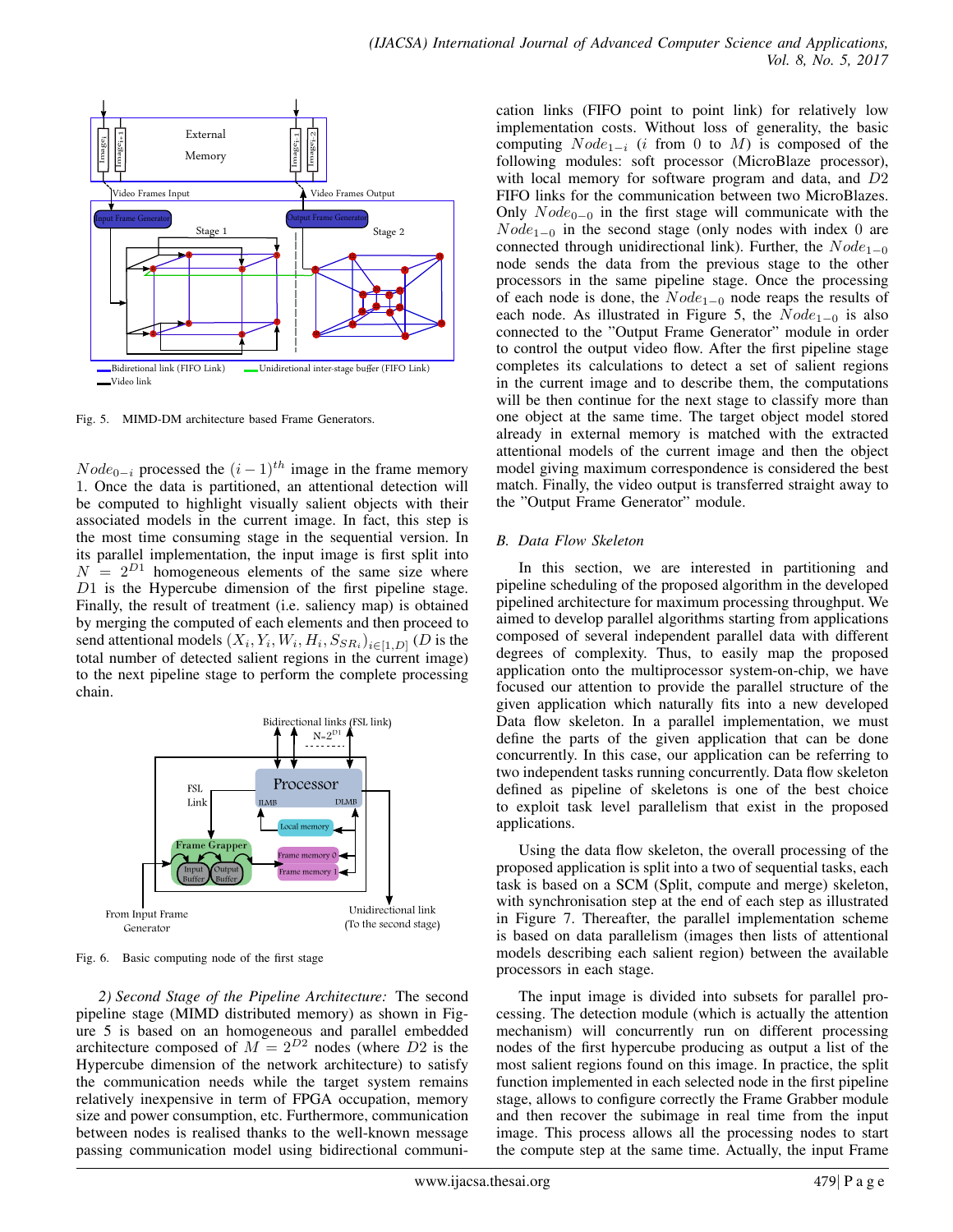Fig. 5. MIMD-DM architecture based Frame Generators.

$Node_{0-i}$ processed the $(i-1)^{th}$ image in the frame memory 1. Once the data is partitioned, an attentional detection will be computed to highlight visually salient objects with their associated models in the current image. In fact, this step is the most time consuming stage in the sequential version. In its parallel implementation, the input image is first split into $N = 2^{D1}$ homogeneous elements of the same size where $D1$ is the Hypercube dimension of the first pipeline stage. Finally, the result of treatment (i.e. saliency map) is obtained by merging the computed of each elements and then proceed to send attentional models $(X_i, Y_i, W_i, H_i, S_{SR_i})_{i \in [1,D]}$ ($D$ is the total number of detected salient regions in the current image) to the next pipeline stage to perform the complete processing chain.

Fig. 6. Basic computing node of the first stage

*2) Second Stage of the Pipeline Architecture:* The second pipeline stage (MIMD distributed memory) as shown in Figure 5 is based on an homogeneous and parallel embedded architecture composed of $M = 2^{D2}$ nodes (where $D2$ is the Hypercube dimension of the network architecture) to satisfy the communication needs while the target system remains relatively inexpensive in term of FPGA occupation, memory size and power consumption, etc. Furthermore, communication between nodes is realised thanks to the well-known message passing communication model using bidirectional communication links (FIFO point to point link) for relatively low implementation costs. Without loss of generality, the basic computing $Node_{1-i}$ ($i$ from 0 to $M$) is composed of the following modules: soft processor (MicroBlaze processor), with local memory for software program and data, and $D2$ FIFO links for the communication between two MicroBlazes. Only $Node_{0-0}$ in the first stage will communicate with the $Node_{1-0}$ in the second stage (only nodes with index 0 are connected through unidirectional link). Further, the $Node_{1-0}$ node sends the data from the previous stage to the other processors in the same pipeline stage. Once the processing of each node is done, the $Node_{1-0}$ node reaps the results of each node. As illustrated in Figure 5, the $Node_{1-0}$ is also connected to the "Output Frame Generator" module in order to control the output video flow. After the first pipeline stage completes its calculations to detect a set of salient regions in the current image and to describe them, the computations will be then continue for the next stage to classify more than one object at the same time. The target object model stored already in external memory is matched with the extracted attentional models of the current image and then the object model giving maximum correspondence is considered the best match. Finally, the video output is transferred straight away to the "Output Frame Generator" module.

### B. Data Flow Skeleton

In this section, we are interested in partitioning and pipeline scheduling of the proposed algorithm in the developed pipelined architecture for maximum processing throughput. We aimed to develop parallel algorithms starting from applications composed of several independent parallel data with different degrees of complexity. Thus, to easily map the proposed application onto the multiprocessor system-on-chip, we have focused our attention to provide the parallel structure of the given application which naturally fits into a new developed Data flow skeleton. In a parallel implementation, we must define the parts of the given application that can be done concurrently. In this case, our application can be referring to two independent tasks running concurrently. Data flow skeleton defined as pipeline of skeletons is one of the best choice to exploit task level parallelism that exist in the proposed applications.

Using the data flow skeleton, the overall processing of the proposed application is split into a two of sequential tasks, each task is based on a SCM (Split, compute and merge) skeleton, with synchronisation step at the end of each step as illustrated in Figure 7. Thereafter, the parallel implementation scheme is based on data parallelism (images then lists of attentional models describing each salient region) between the available processors in each stage.

The input image is divided into subsets for parallel processing. The detection module (which is actually the attention mechanism) will concurrently run on different processing nodes of the first hypercube producing as output a list of the most salient regions found on this image. In practice, the split function implemented in each selected node in the first pipeline stage, allows to configure correctly the Frame Grabber module and then recover the subimage in real time from the input image. This process allows all the processing nodes to start the compute step at the same time. Actually, the input Frame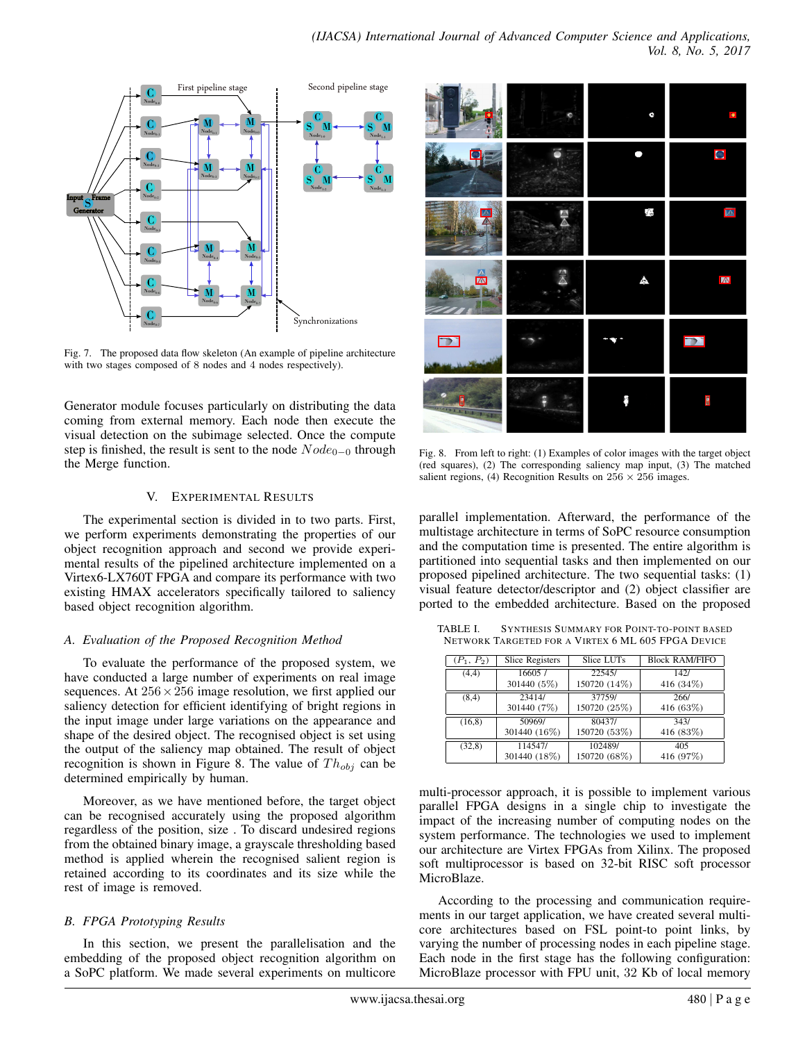Fig. 7. The proposed data flow skeleton (An example of pipeline architecture with two stages composed of 8 nodes and 4 nodes respectively).

Generator module focuses particularly on distributing the data coming from external memory. Each node then execute the visual detection on the subimage selected. Once the compute step is finished, the result is sent to the node $Node_{0-0}$ through the Merge function.

## V. Experimental Results

The experimental section is divided in to two parts. First, we perform experiments demonstrating the properties of our object recognition approach and second we provide experimental results of the pipelined architecture implemented on a Virtex6-LX760T FPGA and compare its performance with two existing HMAX accelerators specifically tailored to saliency based object recognition algorithm.

### A. Evaluation of the Proposed Recognition Method

To evaluate the performance of the proposed system, we have conducted a large number of experiments on real image sequences. At $256 \times 256$ image resolution, we first applied our saliency detection for efficient identifying of bright regions in the input image under large variations on the appearance and shape of the desired object. The recognised object is set using the output of the saliency map obtained. The result of object recognition is shown in Figure 8. The value of $Th_{obj}$ can be determined empirically by human.

Moreover, as we have mentioned before, the target object can be recognised accurately using the proposed algorithm regardless of the position, size . To discard undesired regions from the obtained binary image, a grayscale thresholding based method is applied wherein the recognised salient region is retained according to its coordinates and its size while the rest of image is removed.

### B. FPGA Prototyping Results

In this section, we present the parallelisation and the embedding of the proposed object recognition algorithm on a SoPC platform. We made several experiments on multicore parallel implementation. Afterward, the performance of the multistage architecture in terms of SoPC resource consumption and the computation time is presented. The entire algorithm is partitioned into sequential tasks and then implemented on our proposed pipelined architecture. The two sequential tasks: (1) visual feature detector/descriptor and (2) object classifier are ported to the embedded architecture. Based on the proposed

Fig. 8. From left to right: (1) Examples of color images with the target object (red squares), (2) The corresponding saliency map input, (3) The matched salient regions, (4) Recognition Results on $256 \times 256$ images.

TABLE I. Synthesis Summary for Point-to-Point Based Network Targeted for a Virtex 6 ML 605 FPGA Device

| $(P_1, P_2)$ | Slice Registers | Slice LUTs | Block RAM/FIFO |
|---|---|---|---|
| (4,4) | 16605 / 301440 (5%) | 22545/ 150720 (14%) | 142/ 416 (34%) |
| (8,4) | 23414/ 301440 (7%) | 37759/ 150720 (25%) | 266/ 416 (63%) |
| (16,8) | 50969/ 301440 (16%) | 80437/ 150720 (53%) | 343/ 416 (83%) |
| (32,8) | 114547/ 301440 (18%) | 102489/ 150720 (68%) | 405 416 (97%) |

multi-processor approach, it is possible to implement various parallel FPGA designs in a single chip to investigate the impact of the increasing number of computing nodes on the system performance. The technologies we used to implement our architecture are Virtex FPGAs from Xilinx. The proposed soft multiprocessor is based on 32-bit RISC soft processor MicroBlaze.

According to the processing and communication requirements in our target application, we have created several multi-core architectures based on FSL point-to point links, by varying the number of processing nodes in each pipeline stage. Each node in the first stage has the following configuration: MicroBlaze processor with FPU unit, 32 Kb of local memory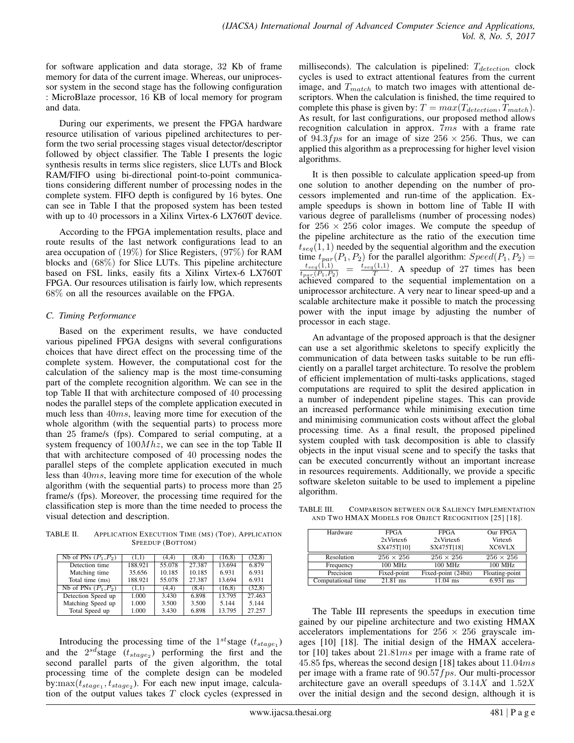for software application and data storage, 32 Kb of frame memory for data of the current image. Whereas, our uniprocessor system in the second stage has the following configuration : MicroBlaze processor, 16 KB of local memory for program and data.

During our experiments, we present the FPGA hardware resource utilisation of various pipelined architectures to perform the two serial processing stages visual detector/descriptor followed by object classifier. The Table I presents the logic synthesis results in terms slice registers, slice LUTs and Block RAM/FIFO using bi-directional point-to-point communications considering different number of processing nodes in the complete system. FIFO depth is configured by 16 bytes. One can see in Table I that the proposed system has been tested with up to 40 processors in a Xilinx Virtex-6 LX760T device.

According to the FPGA implementation results, place and route results of the last network configurations lead to an area occupation of (19%) for Slice Registers, (97%) for RAM blocks and (68%) for Slice LUTs. This pipeline architecture based on FSL links, easily fits a Xilinx Virtex-6 LX760T FPGA. Our resources utilisation is fairly low, which represents 68% on all the resources available on the FPGA.

### C. Timing Performance

Based on the experiment results, we have conducted various pipelined FPGA designs with several configurations choices that have direct effect on the processing time of the complete system. However, the computational cost for the calculation of the saliency map is the most time-consuming part of the complete recognition algorithm. We can see in the top Table II that with architecture composed of 40 processing nodes the parallel steps of the complete application executed in much less than $40ms$, leaving more time for execution of the whole algorithm (with the sequential parts) to process more than 25 frame/s (fps). Compared to serial computing, at a system frequency of $100Mhz$, we can see in the top Table II that with architecture composed of 40 processing nodes the parallel steps of the complete application executed in much less than $40ms$, leaving more time for execution of the whole algorithm (with the sequential parts) to process more than 25 frame/s (fps). Moreover, the processing time required for the classification step is more than the time needed to process the visual detection and description.

TABLE II. Application Execution Time (ms) (Top), Application Speedup (Bottom)

| Nb of PNs ($P_1$,$P_2$) | (1,1) | (4,4) | (8,4) | (16,8) | (32,8) |
|---|---|---|---|---|---|
| Detection time | 188.921 | 55.078 | 27.387 | 13.694 | 6.879 |
| Matching time | 35.656 | 10.185 | 10.185 | 6.931 | 6.931 |
| Total time (ms) | 188.921 | 55.078 | 27.387 | 13.694 | 6.931 |
| Nb of PNs ($P_1$,$P_2$) | (1,1) | (4,4) | (8,4) | (16,8) | (32,8) |
| Detection Speed up | 1.000 | 3.430 | 6.898 | 13.795 | 27.463 |
| Matching Speed up | 1.000 | 3.500 | 3.500 | 5.144 | 5.144 |
| Total Speed up | 1.000 | 3.430 | 6.898 | 13.795 | 27.257 |

Introducing the processing time of the $1^{st}$stage ($t_{stage_1}$) and the $2^{sd}$stage ($t_{stage_2}$) performing the first and the second parallel parts of the given algorithm, the total processing time of the complete design can be modeled by:$\max(t_{stage_1}, t_{stage_2})$. For each new input image, calculation of the output values takes $T$ clock cycles (expressed in milliseconds). The calculation is pipelined: $T_{detection}$ clock cycles is used to extract attentional features from the current image, and $T_{match}$ to match two images with attentional descriptors. When the calculation is finished, the time required to complete this phase is given by: $T = max(T_{detection}, T_{match})$. As result, for last configurations, our proposed method allows recognition calculation in approx. $7ms$ with a frame rate of $94.3fps$ for an image of size $256 \times 256$. Thus, we can applied this algorithm as a preprocessing for higher level vision algorithms.

It is then possible to calculate application speed-up from one solution to another depending on the number of processors implemented and run-time of the application. Example speedups is shown in bottom line of Table II with various degree of parallelisms (number of processing nodes) for $256 \times 256$ color images. We compute the speedup of the pipeline architecture as the ratio of the execution time $t_{seq}(1,1)$ needed by the sequential algorithm and the execution time $t_{par}(P_1, P_2)$ for the parallel algorithm: $Speed(P_1, P_2) = \frac{t_{seq}(1,1)}{t_{par}(P_1,P_2)} = \frac{t_{seq}(1,1)}{T}$. A speedup of 27 times has been achieved compared to the sequential implementation on a uniprocessor architecture. A very near to linear speed-up and a scalable architecture make it possible to match the processing power with the input image by adjusting the number of processor in each stage.

An advantage of the proposed approach is that the designer can use a set algorithmic skeletons to specify explicitly the communication of data between tasks suitable to be run efficiently on a parallel target architecture. To resolve the problem of efficient implementation of multi-tasks applications, staged computations are required to split the desired application in a number of independent pipeline stages. This can provide an increased performance while minimising execution time and minimising communication costs without affect the global processing time. As a final result, the proposed pipelined system coupled with task decomposition is able to classify objects in the input visual scene and to specify the tasks that can be executed concurrently without an important increase in resources requirements. Additionally, we provide a specific software skeleton suitable to be used to implement a pipeline algorithm.

TABLE III. Comparison between our Saliency Implementation and Two HMAX Models for Object Recognition [25] [18].

| Hardware | FPGA 2xVirtex6 SX475T[10] | FPGA 2xVirtex6 SX475T[18] | Our FPGA Virtex6 XC6VLX |
|---|---|---|---|
| Resolution | $256 \times 256$ | $256 \times 256$ | $256 \times 256$ |
| Frequency | 100 MHz | 100 MHz | 100 MHz |
| Precision | Fixed-point | Fixed-point (24bit) | Floating-point |
| Computational time | 21.81 ms | 11.04 ms | 6.931 ms |

The Table III represents the speedups in execution time gained by our pipeline architecture and two existing HMAX accelerators implementations for $256 \times 256$ grayscale images [10] [18]. The initial design of the HMAX accelerator [10] takes about $21.81ms$ per image with a frame rate of 45.85 fps, whereas the second design [18] takes about $11.04ms$ per image with a frame rate of $90.57fps$. Our multi-processor architecture gave an overall speedups of $3.14X$ and $1.52X$ over the initial design and the second design, although it is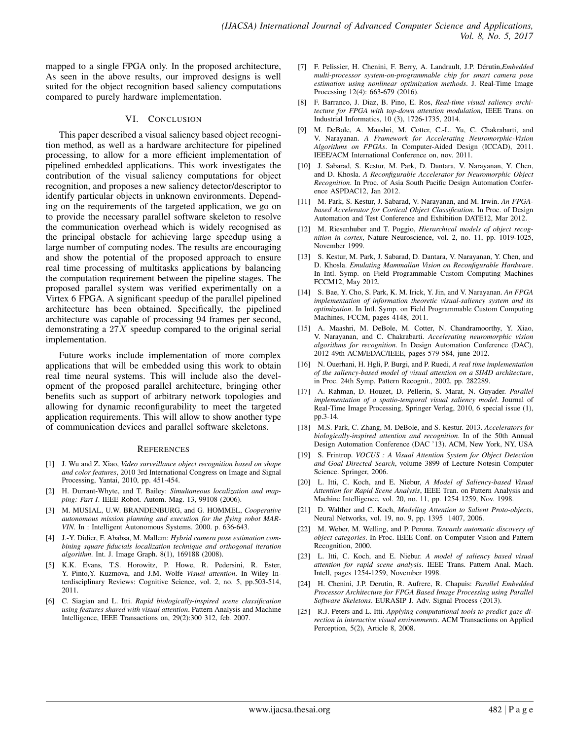mapped to a single FPGA only. In the proposed architecture, As seen in the above results, our improved designs is well suited for the object recognition based saliency computations compared to purely hardware implementation.

## VI. Conclusion

This paper described a visual saliency based object recognition method, as well as a hardware architecture for pipelined processing, to allow for a more efficient implementation of pipelined embedded applications. This work investigates the contribution of the visual saliency computations for object recognition, and proposes a new saliency detector/descriptor to identify particular objects in unknown environments. Depending on the requirements of the targeted application, we go on to provide the necessary parallel software skeleton to resolve the communication overhead which is widely recognised as the principal obstacle for achieving large speedup using a large number of computing nodes. The results are encouraging and show the potential of the proposed approach to ensure real time processing of multitasks applications by balancing the computation requirement between the pipeline stages. The proposed parallel system was verified experimentally on a Virtex 6 FPGA. A significant speedup of the parallel pipelined architecture has been obtained. Specifically, the pipelined architecture was capable of processing 94 frames per second, demonstrating a $27X$ speedup compared to the original serial implementation.

Future works include implementation of more complex applications that will be embedded using this work to obtain real time neural systems. This will include also the development of the proposed parallel architecture, bringing other benefits such as support of arbitrary network topologies and allowing for dynamic reconfigurability to meet the targeted application requirements. This will allow to show another type of communication devices and parallel software skeletons.

## References

[1] J. Wu and Z. Xiao, *Video surveillance object recognition based on shape and color features*, 2010 3rd International Congress on Image and Signal Processing, Yantai, 2010, pp. 451-454.

[2] H. Durrant-Whyte, and T. Bailey: *Simultaneous localization and mapping: Part I*. IEEE Robot. Autom. Mag. 13, 99108 (2006).

[3] M. MUSIAL, U.W. BRANDENBURG, and G. HOMMEL, *Cooperative autonomous mission planning and execution for the flying robot MARVIN*. In : Intelligent Autonomous Systems. 2000. p. 636-643.

[4] J.-Y. Didier, F. Ababsa, M. Mallem: *Hybrid camera pose estimation combining square fiducials localization technique and orthogonal iteration algorithm*. Int. J. Image Graph. 8(1), 169188 (2008).

[5] K.K. Evans, T.S. Horowitz, P. Howe, R. Pedersini, R. Ester, Y. Pinto,Y. Kuzmova, and J.M. Wolfe *Visual attention*. In Wiley Interdisciplinary Reviews: Cognitive Science, vol. 2, no. 5, pp.503-514, 2011.

[6] C. Siagian and L. Itti. *Rapid biologically-inspired scene classification using features shared with visual attention*. Pattern Analysis and Machine Intelligence, IEEE Transactions on, 29(2):300 312, feb. 2007.

[7] F. Pelissier, H. Chenini, F. Berry, A. Landrault, J.P. Dérutin,*Embedded multi-processor system-on-programmable chip for smart camera pose estimation using nonlinear optimization methods*. J. Real-Time Image Processing 12(4): 663-679 (2016).

[8] F. Barranco, J. Diaz, B. Pino, E. Ros, *Real-time visual saliency architecture for FPGA with top-down attention modulation*, IEEE Trans. on Industrial Informatics, 10 (3), 1726-1735, 2014.

[9] M. DeBole, A. Maashri, M. Cotter, C.-L. Yu, C. Chakrabarti, and V. Narayanan. *A Framework for Accelerating Neuromorphic-Vision Algorithms on FPGAs*. In Computer-Aided Design (ICCAD), 2011. IEEE/ACM International Conference on, nov. 2011.

[10] J. Sabarad, S. Kestur, M. Park, D. Dantara, V. Narayanan, Y. Chen, and D. Khosla. *A Reconfigurable Accelerator for Neuromorphic Object Recognition*. In Proc. of Asia South Pacific Design Automation Conference ASPDAC12, Jan 2012.

[11] M. Park, S. Kestur, J. Sabarad, V. Narayanan, and M. Irwin. *An FPGA-based Accelerator for Cortical Object Classification*. In Proc. of Design Automation and Test Conference and Exhibition DATE12, Mar 2012.

[12] M. Riesenhuber and T. Poggio, *Hierarchical models of object recognition in cortex*, Nature Neuroscience, vol. 2, no. 11, pp. 1019-1025, November 1999.

[13] S. Kestur, M. Park, J. Sabarad, D. Dantara, V. Narayanan, Y. Chen, and D. Khosla. *Emulating Mammalian Vision on Reconfigurable Hardware*. In Intl. Symp. on Field Programmable Custom Computing Machines FCCM12, May 2012.

[14] S. Bae, Y. Cho, S. Park, K. M. Irick, Y. Jin, and V. Narayanan. *An FPGA implementation of information theoretic visual-saliency system and its optimization*. In Intl. Symp. on Field Programmable Custom Computing Machines, FCCM, pages 4148, 2011.

[15] A. Maashri, M. DeBole, M. Cotter, N. Chandramoorthy, Y. Xiao, V. Narayanan, and C. Chakrabarti. *Accelerating neuromorphic vision algorithms for recognition*. In Design Automation Conference (DAC), 2012 49th ACM/EDAC/IEEE, pages 579 584, june 2012.

[16] N. Ouerhani, H. Hgli, P. Burgi, and P. Ruedi, *A real time implementation of the saliency-based model of visual attention on a SIMD architecture*, in Proc. 24th Symp. Pattern Recognit., 2002, pp. 282289.

[17] A. Rahman, D. Houzet, D. Pellerin, S. Marat, N. Guyader. *Parallel implementation of a spatio-temporal visual saliency model*. Journal of Real-Time Image Processing, Springer Verlag, 2010, 6 special issue (1), pp.3-14.

[18] M.S. Park, C. Zhang, M. DeBole, and S. Kestur. 2013. *Accelerators for biologically-inspired attention and recognition*. In of the 50th Annual Design Automation Conference (DAC '13). ACM, New York, NY, USA

[19] S. Frintrop. *VOCUS : A Visual Attention System for Object Detection and Goal Directed Search*, volume 3899 of Lecture Notesin Computer Science. Springer, 2006.

[20] L. Itti, C. Koch, and E. Niebur, *A Model of Saliency-based Visual Attention for Rapid Scene Analysis*, IEEE Tran. on Pattern Analysis and Machine Intelligence, vol. 20, no. 11, pp. 1254 1259, Nov. 1998.

[21] D. Walther and C. Koch, *Modeling Attention to Salient Proto-objects*, Neural Networks, vol. 19, no. 9, pp. 1395 1407, 2006.

[22] M. Weber, M. Welling, and P. Perona. *Towards automatic discovery of object categories*. In Proc. IEEE Conf. on Computer Vision and Pattern Recognition, 2000.

[23] L. Itti, C. Koch, and E. Niebur. *A model of saliency based visual attention for rapid scene analysis*. IEEE Trans. Pattern Anal. Mach. Intell, pages 1254-1259, November 1998.

[24] H. Chenini, J.P. Derutin, R. Aufrere, R. Chapuis: *Parallel Embedded Processor Architecture for FPGA Based Image Processing using Parallel Software Skeletons*. EURASIP J. Adv. Signal Process (2013).

[25] R.J. Peters and L. Itti. *Applying computational tools to predict gaze direction in interactive visual environments*. ACM Transactions on Applied Perception, 5(2), Article 8, 2008.